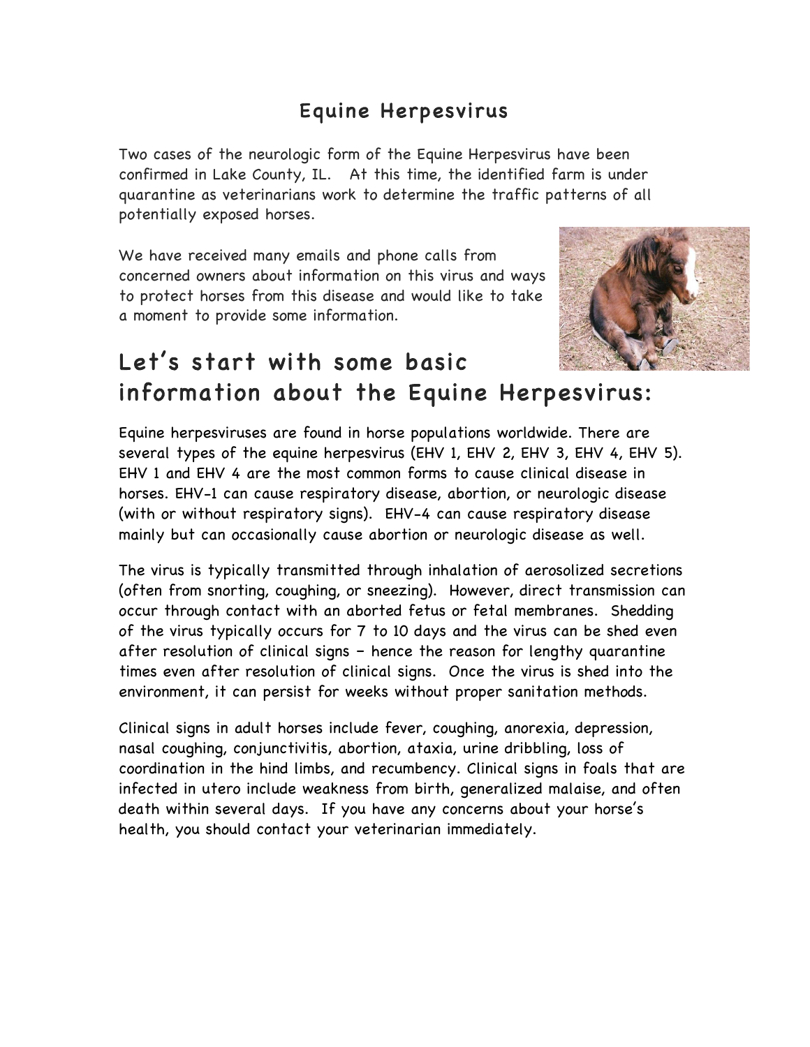# Equine Herpesvirus

Two cases of the neurologic form of the Equine Herpesvirus have been confirmed in Lake County, IL. At this time, the identified farm is under quarantine as veterinarians work to determine the traffic patterns of all potentially exposed horses.

We have received many emails and phone calls from concerned owners about information on this virus and ways to protect horses from this disease and would like to take a moment to provide some information.

## Let's start with some basic information about the Equine Herpesvirus:

Equine herpesviruses are found in horse populations worldwide. There are several types of the equine herpesvirus (EHV 1, EHV 2, EHV 3, EHV 4, EHV 5). EHV 1 and EHV 4 are the most common forms to cause clinical disease in horses. EHV-1 can cause respiratory disease, abortion, or neurologic disease (with or without respiratory signs). EHV-4 can cause respiratory disease mainly but can occasionally cause abortion or neurologic disease as well.

The virus is typically transmitted through inhalation of aerosolized secretions (often from snorting, coughing, or sneezing). However, direct transmission can occur through contact with an aborted fetus or fetal membranes. Shedding of the virus typically occurs for 7 to 10 days and the virus can be shed even after resolution of clinical signs – hence the reason for lengthy quarantine times even after resolution of clinical signs. Once the virus is shed into the environment, it can persist for weeks without proper sanitation methods.

Clinical signs in adult horses include fever, coughing, anorexia, depression, nasal coughing, conjunctivitis, abortion, ataxia, urine dribbling, loss of coordination in the hind limbs, and recumbency. Clinical signs in foals that are infected in utero include weakness from birth, generalized malaise, and often death within several days. If you have any concerns about your horse's health, you should contact your veterinarian immediately.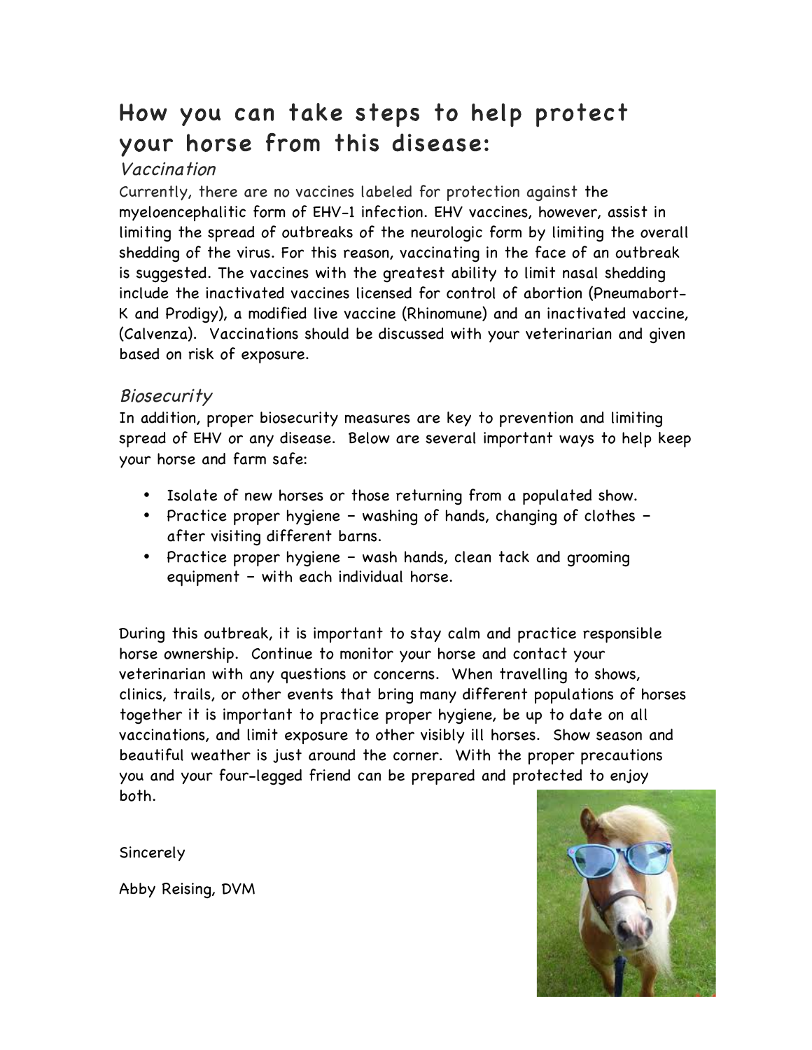# How you can take steps to help protect your horse from this disease:

### *Vaccination*

Currently, there are no vaccines labeled for protection against the myeloencephalitic form of EHV-1 infection. EHV vaccines, however, assist in limiting the spread of outbreaks of the neurologic form by limiting the overall shedding of the virus. For this reason, vaccinating in the face of an outbreak is suggested. The vaccines with the greatest ability to limit nasal shedding include the inactivated vaccines licensed for control of abortion (Pneumabort-K and Prodigy), a modified live vaccine (Rhinomune) and an inactivated vaccine, (Calvenza). Vaccinations should be discussed with your veterinarian and given based on risk of exposure.

### *Biosecurity*

In addition, proper biosecurity measures are key to prevention and limiting spread of EHV or any disease. Below are several important ways to help keep your horse and farm safe:

- Isolate of new horses or those returning from a populated show.
- Practice proper hygiene – washing of hands, changing of clothes – after visiting different barns.
- Practice proper hygiene – wash hands, clean tack and grooming equipment – with each individual horse.

During this outbreak, it is important to stay calm and practice responsible horse ownership. Continue to monitor your horse and contact your veterinarian with any questions or concerns. When travelling to shows, clinics, trails, or other events that bring many different populations of horses together it is important to practice proper hygiene, be up to date on all vaccinations, and limit exposure to other visibly ill horses. Show season and beautiful weather is just around the corner. With the proper precautions you and your four-legged friend can be prepared and protected to enjoy both.

Sincerely

Abby Reising, DVM